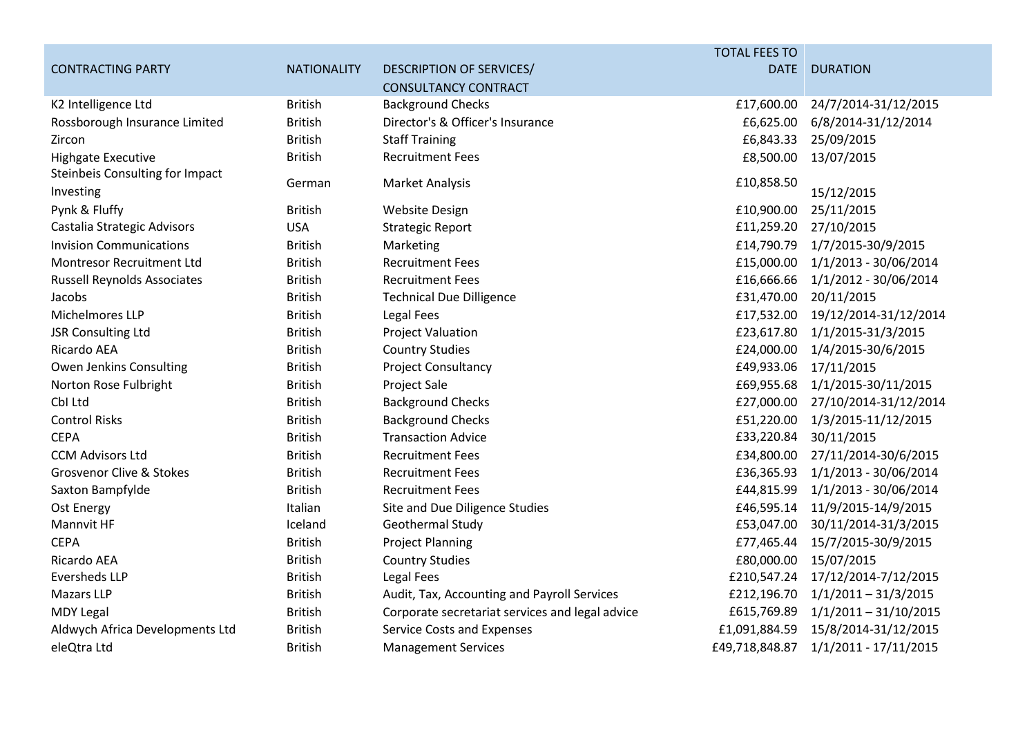| CONTRACTING PARTY | NATIONALITY | DESCRIPTION OF SERVICES/ CONSULTANCY CONTRACT | TOTAL FEES TO DATE | DURATION |
|---|---|---|---|---|
| K2 Intelligence Ltd | British | Background Checks | £17,600.00 | 24/7/2014-31/12/2015 |
| Rossborough Insurance Limited | British | Director's & Officer's Insurance | £6,625.00 | 6/8/2014-31/12/2014 |
| Zircon | British | Staff Training | £6,843.33 | 25/09/2015 |
| Highgate Executive | British | Recruitment Fees | £8,500.00 | 13/07/2015 |
| Steinbeis Consulting for Impact Investing | German | Market Analysis | £10,858.50 | 15/12/2015 |
| Pynk & Fluffy | British | Website Design | £10,900.00 | 25/11/2015 |
| Castalia Strategic Advisors | USA | Strategic Report | £11,259.20 | 27/10/2015 |
| Invision Communications | British | Marketing | £14,790.79 | 1/7/2015-30/9/2015 |
| Montresor Recruitment Ltd | British | Recruitment Fees | £15,000.00 | 1/1/2013 - 30/06/2014 |
| Russell Reynolds Associates | British | Recruitment Fees | £16,666.66 | 1/1/2012 - 30/06/2014 |
| Jacobs | British | Technical Due Dilligence | £31,470.00 | 20/11/2015 |
| Michelmores LLP | British | Legal Fees | £17,532.00 | 19/12/2014-31/12/2014 |
| JSR Consulting Ltd | British | Project Valuation | £23,617.80 | 1/1/2015-31/3/2015 |
| Ricardo AEA | British | Country Studies | £24,000.00 | 1/4/2015-30/6/2015 |
| Owen Jenkins Consulting | British | Project Consultancy | £49,933.06 | 17/11/2015 |
| Norton Rose Fulbright | British | Project Sale | £69,955.68 | 1/1/2015-30/11/2015 |
| CbI Ltd | British | Background Checks | £27,000.00 | 27/10/2014-31/12/2014 |
| Control Risks | British | Background Checks | £51,220.00 | 1/3/2015-11/12/2015 |
| CEPA | British | Transaction Advice | £33,220.84 | 30/11/2015 |
| CCM Advisors Ltd | British | Recruitment Fees | £34,800.00 | 27/11/2014-30/6/2015 |
| Grosvenor Clive & Stokes | British | Recruitment Fees | £36,365.93 | 1/1/2013 - 30/06/2014 |
| Saxton Bampfylde | British | Recruitment Fees | £44,815.99 | 1/1/2013 - 30/06/2014 |
| Ost Energy | Italian | Site and Due Diligence Studies | £46,595.14 | 11/9/2015-14/9/2015 |
| Mannvit HF | Iceland | Geothermal Study | £53,047.00 | 30/11/2014-31/3/2015 |
| CEPA | British | Project Planning | £77,465.44 | 15/7/2015-30/9/2015 |
| Ricardo AEA | British | Country Studies | £80,000.00 | 15/07/2015 |
| Eversheds LLP | British | Legal Fees | £210,547.24 | 17/12/2014-7/12/2015 |
| Mazars LLP | British | Audit, Tax, Accounting and Payroll Services | £212,196.70 | 1/1/2011 – 31/3/2015 |
| MDY Legal | British | Corporate secretariat services and legal advice | £615,769.89 | 1/1/2011 – 31/10/2015 |
| Aldwych Africa Developments Ltd | British | Service Costs and Expenses | £1,091,884.59 | 15/8/2014-31/12/2015 |
| eleQtra Ltd | British | Management Services | £49,718,848.87 | 1/1/2011 - 17/11/2015 |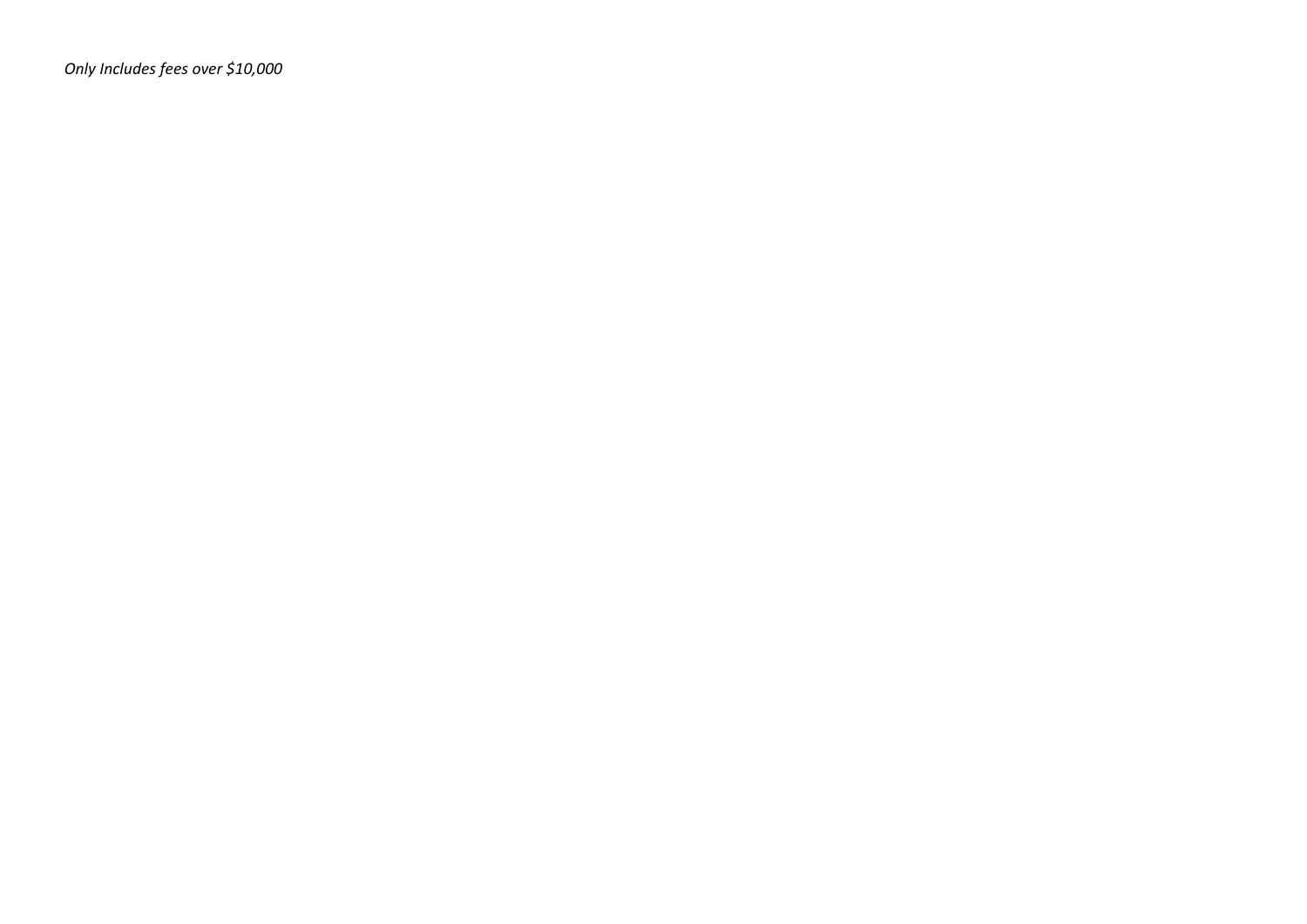*Only Includes fees over $10,000*